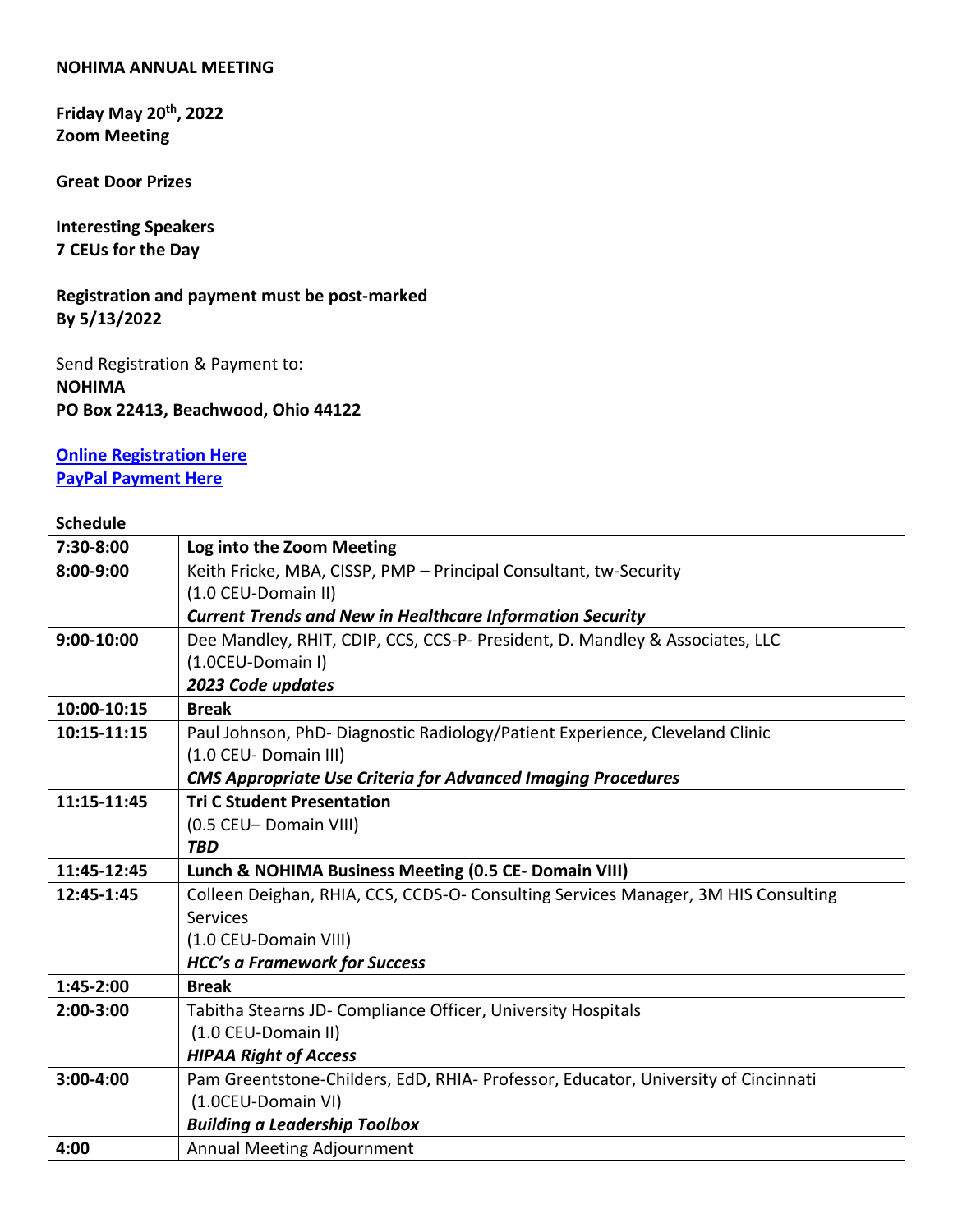**NOHIMA ANNUAL MEETING**

**Friday May 20th, 2022**
**Zoom Meeting**

**Great Door Prizes**

**Interesting Speakers**
**7 CEUs for the Day**

**Registration and payment must be post-marked**
**By 5/13/2022**

Send Registration & Payment to:
**NOHIMA**
**PO Box 22413, Beachwood, Ohio 44122**

**Online Registration Here**
**PayPal Payment Here**

**Schedule**

| **7:30-8:00** | **Log into the Zoom Meeting** |
|---|---|
| **8:00-9:00** | Keith Fricke, MBA, CISSP, PMP – Principal Consultant, tw-Security<br>(1.0 CEU-Domain II)<br>***Current Trends and New in Healthcare Information Security*** |
| **9:00-10:00** | Dee Mandley, RHIT, CDIP, CCS, CCS-P- President, D. Mandley & Associates, LLC<br>(1.0CEU-Domain I)<br>***2023 Code updates*** |
| **10:00-10:15** | **Break** |
| **10:15-11:15** | Paul Johnson, PhD- Diagnostic Radiology/Patient Experience, Cleveland Clinic<br>(1.0 CEU- Domain III)<br>***CMS Appropriate Use Criteria for Advanced Imaging Procedures*** |
| **11:15-11:45** | **Tri C Student Presentation**<br>(0.5 CEU– Domain VIII)<br>***TBD*** |
| **11:45-12:45** | **Lunch & NOHIMA Business Meeting (0.5 CE- Domain VIII)** |
| **12:45-1:45** | Colleen Deighan, RHIA, CCS, CCDS-O- Consulting Services Manager, 3M HIS Consulting Services<br>(1.0 CEU-Domain VIII)<br>***HCC's a Framework for Success*** |
| **1:45-2:00** | **Break** |
| **2:00-3:00** | Tabitha Stearns JD- Compliance Officer, University Hospitals<br>(1.0 CEU-Domain II)<br>***HIPAA Right of Access*** |
| **3:00-4:00** | Pam Greentstone-Childers, EdD, RHIA- Professor, Educator, University of Cincinnati<br>(1.0CEU-Domain VI)<br>***Building a Leadership Toolbox*** |
| **4:00** | Annual Meeting Adjournment |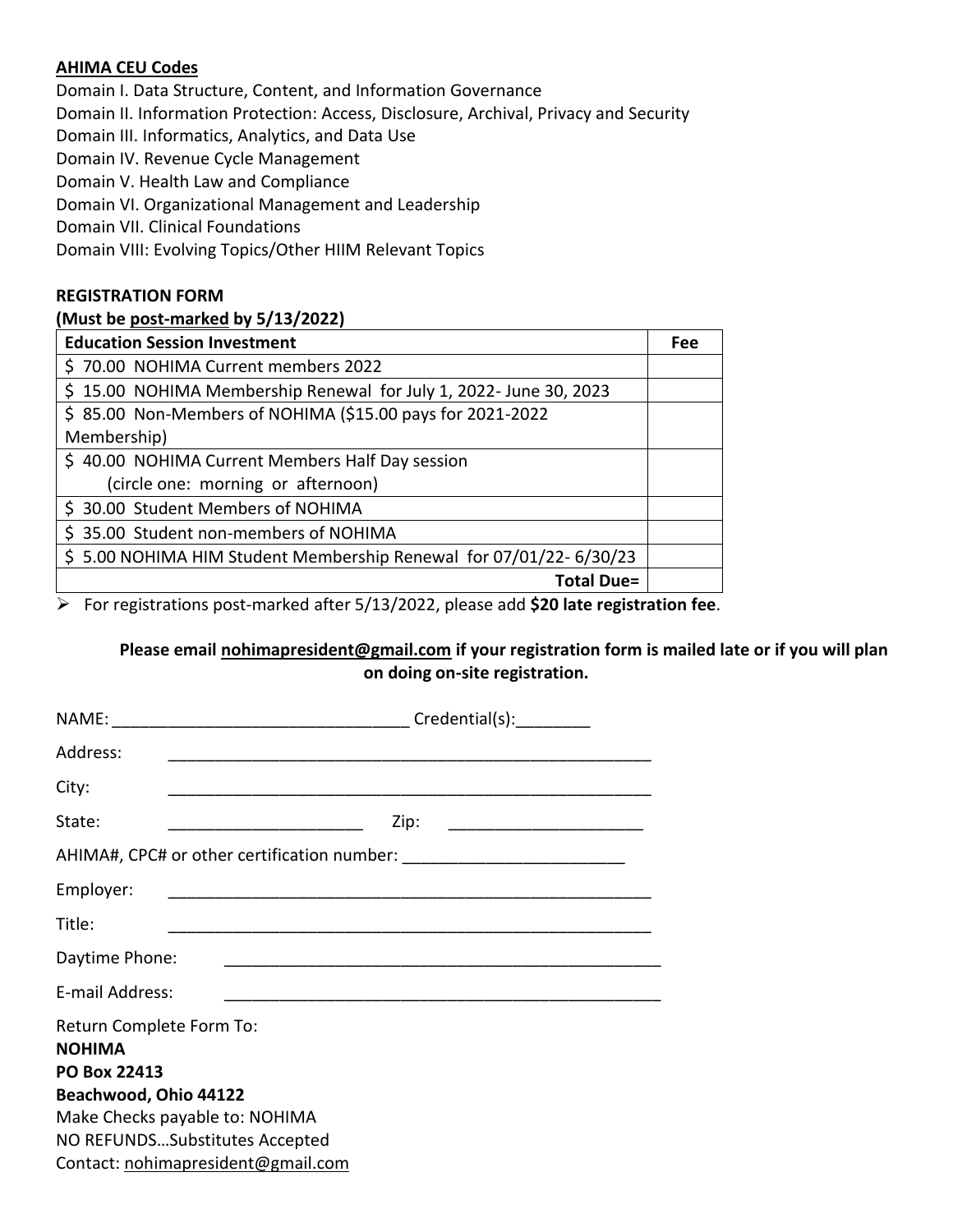**AHIMA CEU Codes**

Domain I. Data Structure, Content, and Information Governance
Domain II. Information Protection: Access, Disclosure, Archival, Privacy and Security
Domain III. Informatics, Analytics, and Data Use
Domain IV. Revenue Cycle Management
Domain V. Health Law and Compliance
Domain VI. Organizational Management and Leadership
Domain VII. Clinical Foundations
Domain VIII: Evolving Topics/Other HIIM Relevant Topics

**REGISTRATION FORM**
**(Must be post-marked by 5/13/2022)**

| Education Session Investment | Fee |
|---|---|
| $ 70.00 NOHIMA Current members 2022 | |
| $ 15.00 NOHIMA Membership Renewal for July 1, 2022- June 30, 2023 | |
| $ 85.00 Non-Members of NOHIMA ($15.00 pays for 2021-2022 Membership) | |
| $ 40.00 NOHIMA Current Members Half Day session (circle one: morning or afternoon) | |
| $ 30.00 Student Members of NOHIMA | |
| $ 35.00 Student non-members of NOHIMA | |
| $ 5.00 NOHIMA HIM Student Membership Renewal for 07/01/22- 6/30/23 | |
| **Total Due=** | |

- For registrations post-marked after 5/13/2022, please add **$20 late registration fee**.

**Please email nohimapresident@gmail.com if your registration form is mailed late or if you will plan on doing on-site registration.**

NAME: ________________________________ Credential(s):________

Address: ______________________________________________________

City: ______________________________________________________

State: _____________________ Zip: _____________________

AHIMA#, CPC# or other certification number: ________________________

Employer: ______________________________________________________

Title: ______________________________________________________

Daytime Phone: ________________________________________________

E-mail Address: ________________________________________________

Return Complete Form To:
**NOHIMA**
**PO Box 22413**
**Beachwood, Ohio 44122**
Make Checks payable to: NOHIMA
NO REFUNDS…Substitutes Accepted
Contact: nohimapresident@gmail.com